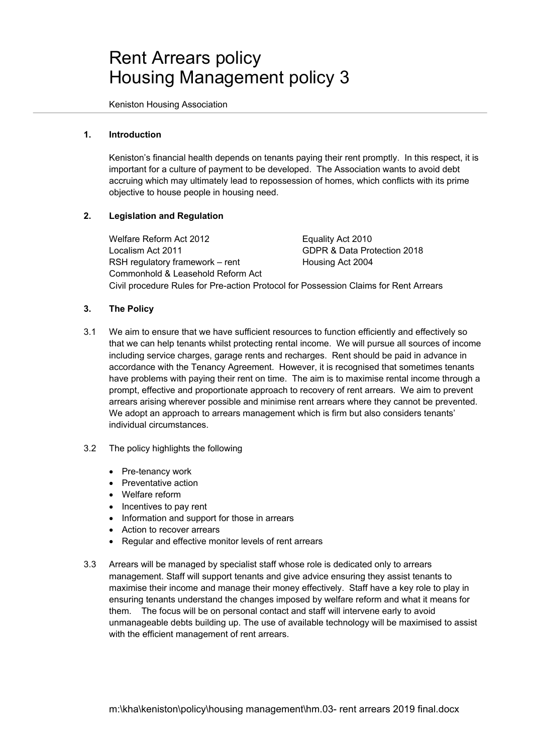# Rent Arrears policy
# Housing Management policy 3

Keniston Housing Association

## 1. Introduction

Keniston's financial health depends on tenants paying their rent promptly. In this respect, it is important for a culture of payment to be developed. The Association wants to avoid debt accruing which may ultimately lead to repossession of homes, which conflicts with its prime objective to house people in housing need.

## 2. Legislation and Regulation

Welfare Reform Act 2012
Localism Act 2011
RSH regulatory framework – rent
Commonhold & Leasehold Reform Act
Equality Act 2010
GDPR & Data Protection 2018
Housing Act 2004
Civil procedure Rules for Pre-action Protocol for Possession Claims for Rent Arrears

## 3. The Policy

3.1 We aim to ensure that we have sufficient resources to function efficiently and effectively so that we can help tenants whilst protecting rental income. We will pursue all sources of income including service charges, garage rents and recharges. Rent should be paid in advance in accordance with the Tenancy Agreement. However, it is recognised that sometimes tenants have problems with paying their rent on time. The aim is to maximise rental income through a prompt, effective and proportionate approach to recovery of rent arrears. We aim to prevent arrears arising wherever possible and minimise rent arrears where they cannot be prevented. We adopt an approach to arrears management which is firm but also considers tenants' individual circumstances.

3.2 The policy highlights the following

- Pre-tenancy work
- Preventative action
- Welfare reform
- Incentives to pay rent
- Information and support for those in arrears
- Action to recover arrears
- Regular and effective monitor levels of rent arrears

3.3 Arrears will be managed by specialist staff whose role is dedicated only to arrears management. Staff will support tenants and give advice ensuring they assist tenants to maximise their income and manage their money effectively. Staff have a key role to play in ensuring tenants understand the changes imposed by welfare reform and what it means for them. The focus will be on personal contact and staff will intervene early to avoid unmanageable debts building up. The use of available technology will be maximised to assist with the efficient management of rent arrears.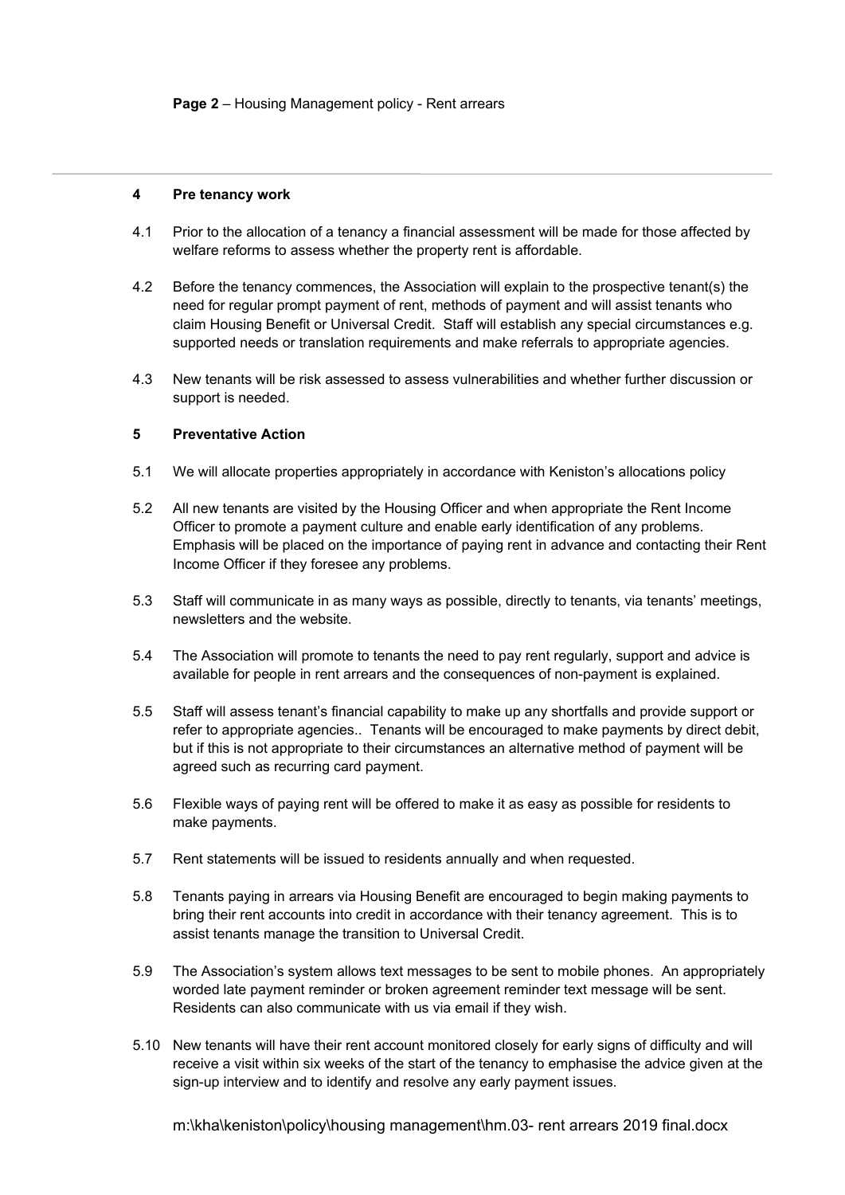## 4 Pre tenancy work

4.1 Prior to the allocation of a tenancy a financial assessment will be made for those affected by welfare reforms to assess whether the property rent is affordable.

4.2 Before the tenancy commences, the Association will explain to the prospective tenant(s) the need for regular prompt payment of rent, methods of payment and will assist tenants who claim Housing Benefit or Universal Credit. Staff will establish any special circumstances e.g. supported needs or translation requirements and make referrals to appropriate agencies.

4.3 New tenants will be risk assessed to assess vulnerabilities and whether further discussion or support is needed.

## 5 Preventative Action

5.1 We will allocate properties appropriately in accordance with Keniston's allocations policy

5.2 All new tenants are visited by the Housing Officer and when appropriate the Rent Income Officer to promote a payment culture and enable early identification of any problems. Emphasis will be placed on the importance of paying rent in advance and contacting their Rent Income Officer if they foresee any problems.

5.3 Staff will communicate in as many ways as possible, directly to tenants, via tenants' meetings, newsletters and the website.

5.4 The Association will promote to tenants the need to pay rent regularly, support and advice is available for people in rent arrears and the consequences of non-payment is explained.

5.5 Staff will assess tenant's financial capability to make up any shortfalls and provide support or refer to appropriate agencies.. Tenants will be encouraged to make payments by direct debit, but if this is not appropriate to their circumstances an alternative method of payment will be agreed such as recurring card payment.

5.6 Flexible ways of paying rent will be offered to make it as easy as possible for residents to make payments.

5.7 Rent statements will be issued to residents annually and when requested.

5.8 Tenants paying in arrears via Housing Benefit are encouraged to begin making payments to bring their rent accounts into credit in accordance with their tenancy agreement. This is to assist tenants manage the transition to Universal Credit.

5.9 The Association's system allows text messages to be sent to mobile phones. An appropriately worded late payment reminder or broken agreement reminder text message will be sent. Residents can also communicate with us via email if they wish.

5.10 New tenants will have their rent account monitored closely for early signs of difficulty and will receive a visit within six weeks of the start of the tenancy to emphasise the advice given at the sign-up interview and to identify and resolve any early payment issues.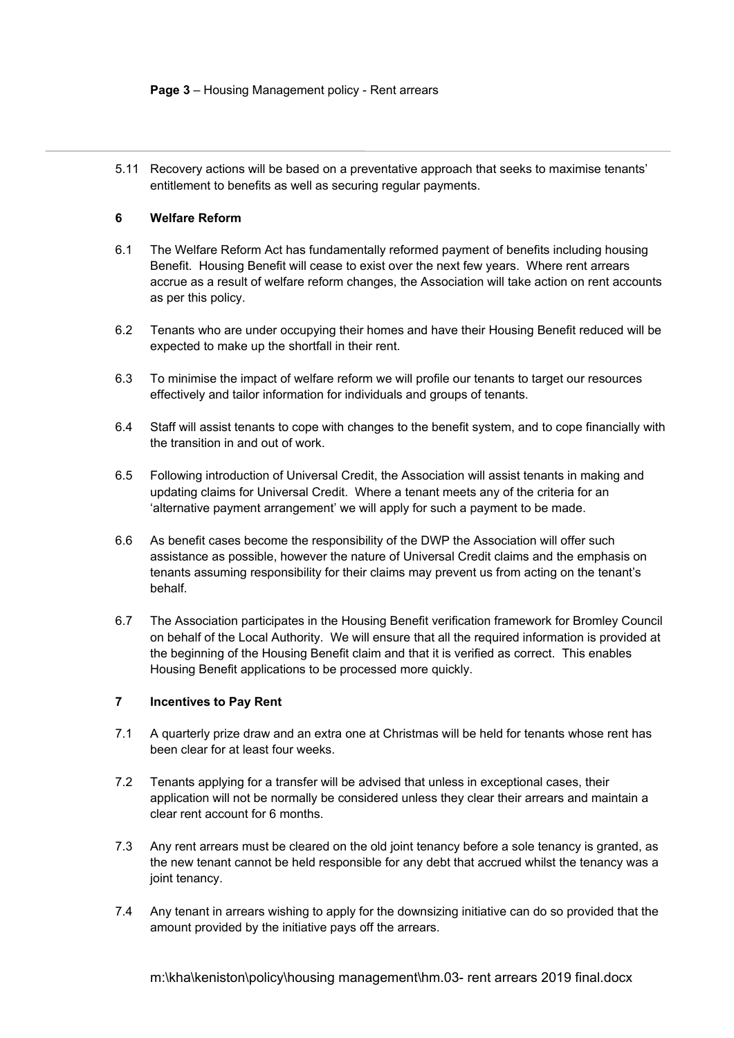5.11 Recovery actions will be based on a preventative approach that seeks to maximise tenants' entitlement to benefits as well as securing regular payments.

## 6 Welfare Reform

6.1 The Welfare Reform Act has fundamentally reformed payment of benefits including housing Benefit. Housing Benefit will cease to exist over the next few years. Where rent arrears accrue as a result of welfare reform changes, the Association will take action on rent accounts as per this policy.

6.2 Tenants who are under occupying their homes and have their Housing Benefit reduced will be expected to make up the shortfall in their rent.

6.3 To minimise the impact of welfare reform we will profile our tenants to target our resources effectively and tailor information for individuals and groups of tenants.

6.4 Staff will assist tenants to cope with changes to the benefit system, and to cope financially with the transition in and out of work.

6.5 Following introduction of Universal Credit, the Association will assist tenants in making and updating claims for Universal Credit. Where a tenant meets any of the criteria for an 'alternative payment arrangement' we will apply for such a payment to be made.

6.6 As benefit cases become the responsibility of the DWP the Association will offer such assistance as possible, however the nature of Universal Credit claims and the emphasis on tenants assuming responsibility for their claims may prevent us from acting on the tenant's behalf.

6.7 The Association participates in the Housing Benefit verification framework for Bromley Council on behalf of the Local Authority. We will ensure that all the required information is provided at the beginning of the Housing Benefit claim and that it is verified as correct. This enables Housing Benefit applications to be processed more quickly.

## 7 Incentives to Pay Rent

7.1 A quarterly prize draw and an extra one at Christmas will be held for tenants whose rent has been clear for at least four weeks.

7.2 Tenants applying for a transfer will be advised that unless in exceptional cases, their application will not be normally be considered unless they clear their arrears and maintain a clear rent account for 6 months.

7.3 Any rent arrears must be cleared on the old joint tenancy before a sole tenancy is granted, as the new tenant cannot be held responsible for any debt that accrued whilst the tenancy was a joint tenancy.

7.4 Any tenant in arrears wishing to apply for the downsizing initiative can do so provided that the amount provided by the initiative pays off the arrears.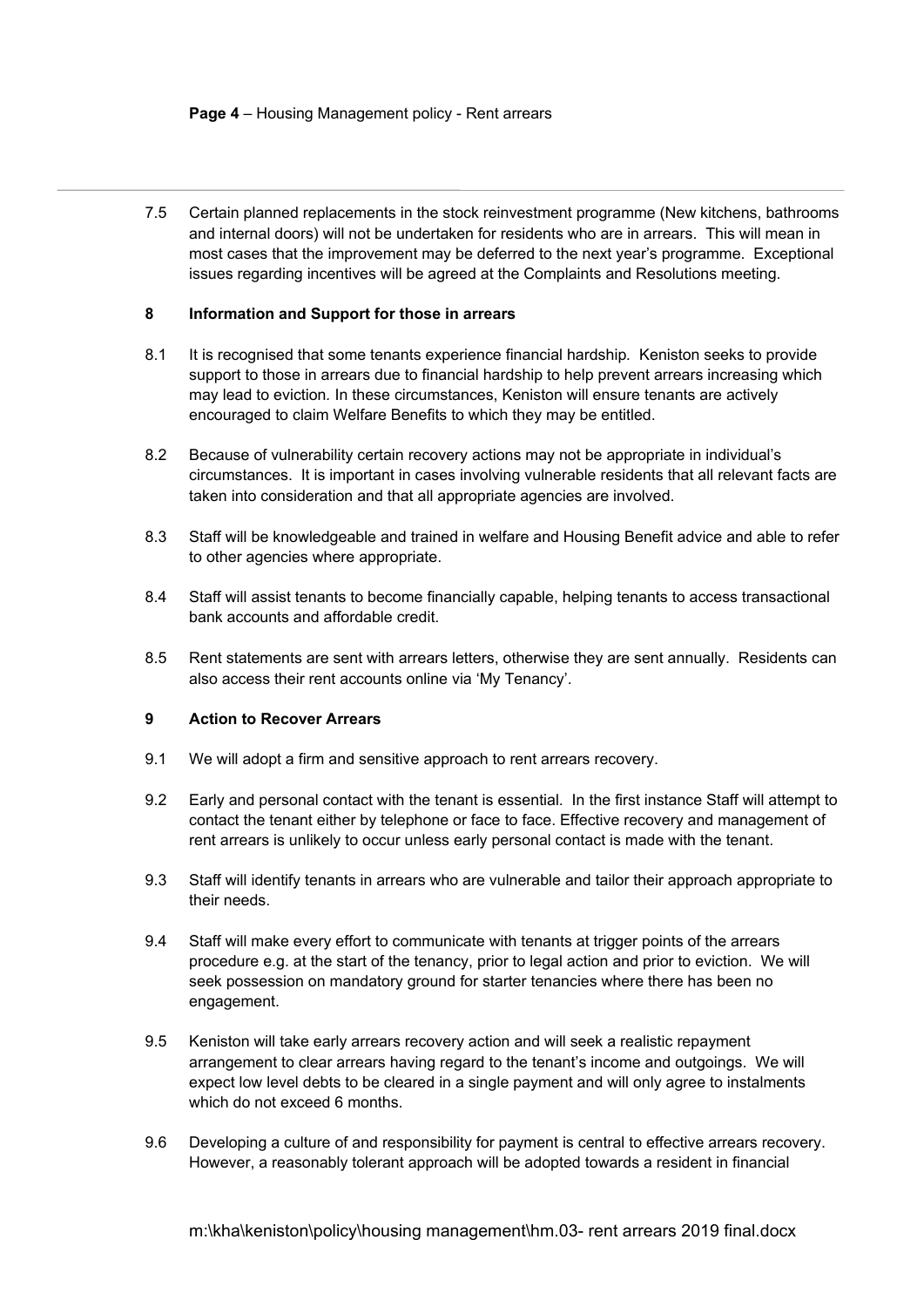7.5 Certain planned replacements in the stock reinvestment programme (New kitchens, bathrooms and internal doors) will not be undertaken for residents who are in arrears. This will mean in most cases that the improvement may be deferred to the next year's programme. Exceptional issues regarding incentives will be agreed at the Complaints and Resolutions meeting.

## 8 Information and Support for those in arrears

8.1 It is recognised that some tenants experience financial hardship. Keniston seeks to provide support to those in arrears due to financial hardship to help prevent arrears increasing which may lead to eviction. In these circumstances, Keniston will ensure tenants are actively encouraged to claim Welfare Benefits to which they may be entitled.

8.2 Because of vulnerability certain recovery actions may not be appropriate in individual's circumstances. It is important in cases involving vulnerable residents that all relevant facts are taken into consideration and that all appropriate agencies are involved.

8.3 Staff will be knowledgeable and trained in welfare and Housing Benefit advice and able to refer to other agencies where appropriate.

8.4 Staff will assist tenants to become financially capable, helping tenants to access transactional bank accounts and affordable credit.

8.5 Rent statements are sent with arrears letters, otherwise they are sent annually. Residents can also access their rent accounts online via 'My Tenancy'.

## 9 Action to Recover Arrears

9.1 We will adopt a firm and sensitive approach to rent arrears recovery.

9.2 Early and personal contact with the tenant is essential. In the first instance Staff will attempt to contact the tenant either by telephone or face to face. Effective recovery and management of rent arrears is unlikely to occur unless early personal contact is made with the tenant.

9.3 Staff will identify tenants in arrears who are vulnerable and tailor their approach appropriate to their needs.

9.4 Staff will make every effort to communicate with tenants at trigger points of the arrears procedure e.g. at the start of the tenancy, prior to legal action and prior to eviction. We will seek possession on mandatory ground for starter tenancies where there has been no engagement.

9.5 Keniston will take early arrears recovery action and will seek a realistic repayment arrangement to clear arrears having regard to the tenant's income and outgoings. We will expect low level debts to be cleared in a single payment and will only agree to instalments which do not exceed 6 months.

9.6 Developing a culture of and responsibility for payment is central to effective arrears recovery. However, a reasonably tolerant approach will be adopted towards a resident in financial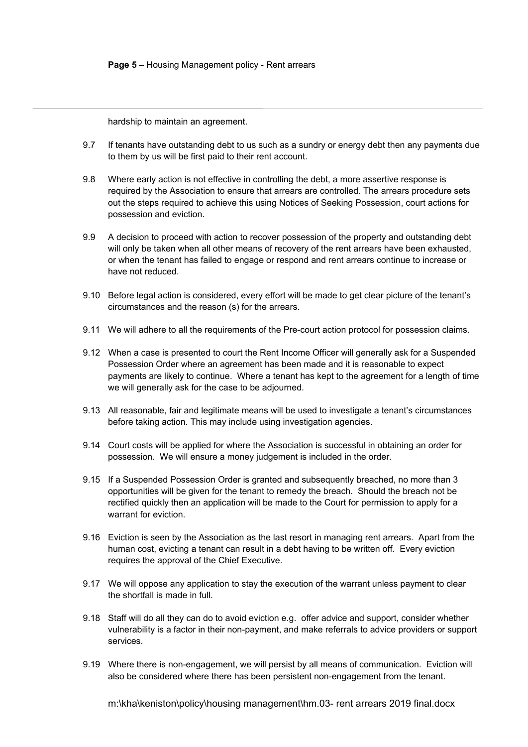hardship to maintain an agreement.

9.7 If tenants have outstanding debt to us such as a sundry or energy debt then any payments due to them by us will be first paid to their rent account.

9.8 Where early action is not effective in controlling the debt, a more assertive response is required by the Association to ensure that arrears are controlled. The arrears procedure sets out the steps required to achieve this using Notices of Seeking Possession, court actions for possession and eviction.

9.9 A decision to proceed with action to recover possession of the property and outstanding debt will only be taken when all other means of recovery of the rent arrears have been exhausted, or when the tenant has failed to engage or respond and rent arrears continue to increase or have not reduced.

9.10 Before legal action is considered, every effort will be made to get clear picture of the tenant's circumstances and the reason (s) for the arrears.

9.11 We will adhere to all the requirements of the Pre-court action protocol for possession claims.

9.12 When a case is presented to court the Rent Income Officer will generally ask for a Suspended Possession Order where an agreement has been made and it is reasonable to expect payments are likely to continue. Where a tenant has kept to the agreement for a length of time we will generally ask for the case to be adjourned.

9.13 All reasonable, fair and legitimate means will be used to investigate a tenant's circumstances before taking action. This may include using investigation agencies.

9.14 Court costs will be applied for where the Association is successful in obtaining an order for possession. We will ensure a money judgement is included in the order.

9.15 If a Suspended Possession Order is granted and subsequently breached, no more than 3 opportunities will be given for the tenant to remedy the breach. Should the breach not be rectified quickly then an application will be made to the Court for permission to apply for a warrant for eviction.

9.16 Eviction is seen by the Association as the last resort in managing rent arrears. Apart from the human cost, evicting a tenant can result in a debt having to be written off. Every eviction requires the approval of the Chief Executive.

9.17 We will oppose any application to stay the execution of the warrant unless payment to clear the shortfall is made in full.

9.18 Staff will do all they can do to avoid eviction e.g. offer advice and support, consider whether vulnerability is a factor in their non-payment, and make referrals to advice providers or support services.

9.19 Where there is non-engagement, we will persist by all means of communication. Eviction will also be considered where there has been persistent non-engagement from the tenant.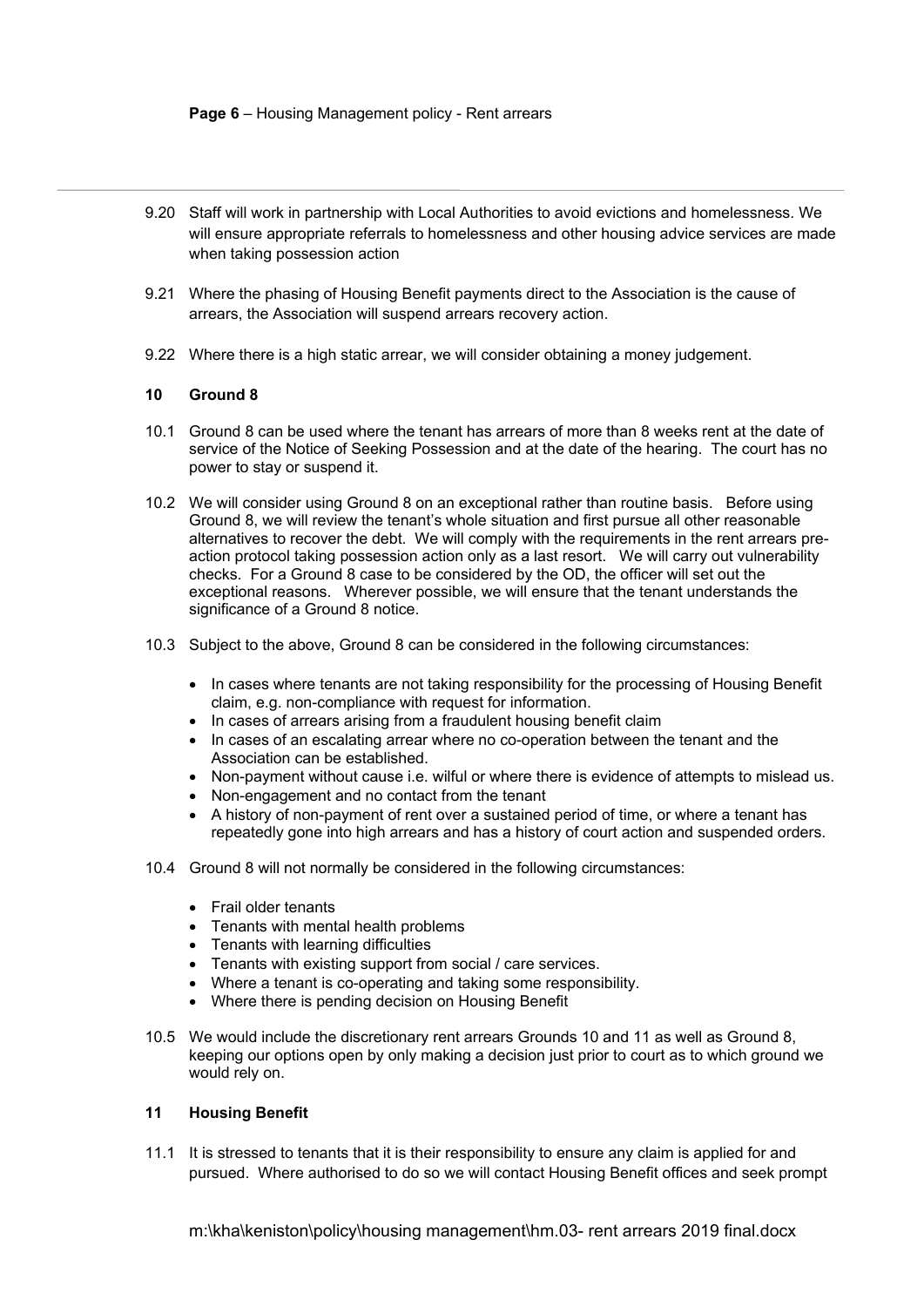9.20 Staff will work in partnership with Local Authorities to avoid evictions and homelessness. We will ensure appropriate referrals to homelessness and other housing advice services are made when taking possession action

9.21 Where the phasing of Housing Benefit payments direct to the Association is the cause of arrears, the Association will suspend arrears recovery action.

9.22 Where there is a high static arrear, we will consider obtaining a money judgement.

## 10 Ground 8

10.1 Ground 8 can be used where the tenant has arrears of more than 8 weeks rent at the date of service of the Notice of Seeking Possession and at the date of the hearing. The court has no power to stay or suspend it.

10.2 We will consider using Ground 8 on an exceptional rather than routine basis. Before using Ground 8, we will review the tenant's whole situation and first pursue all other reasonable alternatives to recover the debt. We will comply with the requirements in the rent arrears pre-action protocol taking possession action only as a last resort. We will carry out vulnerability checks. For a Ground 8 case to be considered by the OD, the officer will set out the exceptional reasons. Wherever possible, we will ensure that the tenant understands the significance of a Ground 8 notice.

10.3 Subject to the above, Ground 8 can be considered in the following circumstances:

- In cases where tenants are not taking responsibility for the processing of Housing Benefit claim, e.g. non-compliance with request for information.
- In cases of arrears arising from a fraudulent housing benefit claim
- In cases of an escalating arrear where no co-operation between the tenant and the Association can be established.
- Non-payment without cause i.e. wilful or where there is evidence of attempts to mislead us.
- Non-engagement and no contact from the tenant
- A history of non-payment of rent over a sustained period of time, or where a tenant has repeatedly gone into high arrears and has a history of court action and suspended orders.

10.4 Ground 8 will not normally be considered in the following circumstances:

- Frail older tenants
- Tenants with mental health problems
- Tenants with learning difficulties
- Tenants with existing support from social / care services.
- Where a tenant is co-operating and taking some responsibility.
- Where there is pending decision on Housing Benefit

10.5 We would include the discretionary rent arrears Grounds 10 and 11 as well as Ground 8, keeping our options open by only making a decision just prior to court as to which ground we would rely on.

## 11 Housing Benefit

11.1 It is stressed to tenants that it is their responsibility to ensure any claim is applied for and pursued. Where authorised to do so we will contact Housing Benefit offices and seek prompt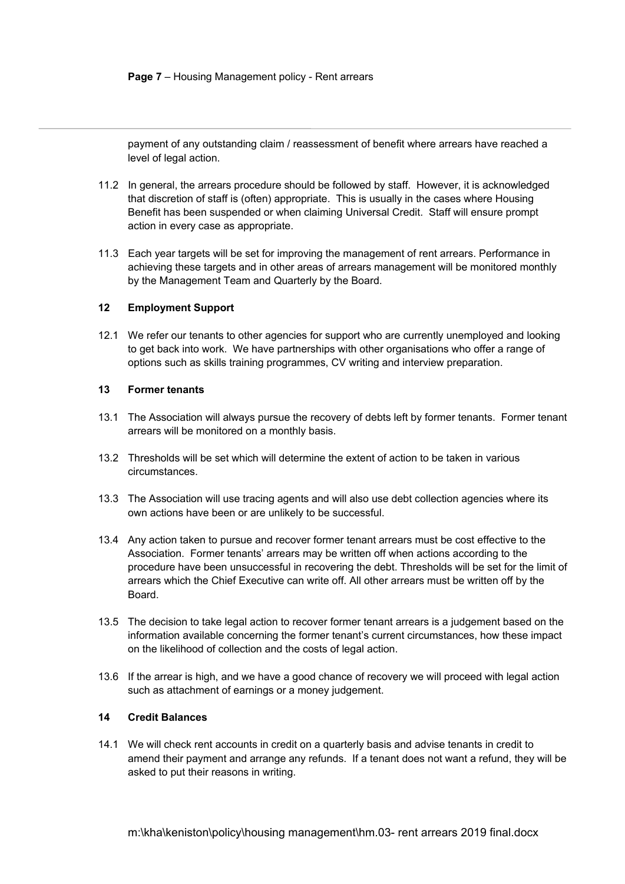payment of any outstanding claim / reassessment of benefit where arrears have reached a level of legal action.

11.2 In general, the arrears procedure should be followed by staff. However, it is acknowledged that discretion of staff is (often) appropriate. This is usually in the cases where Housing Benefit has been suspended or when claiming Universal Credit. Staff will ensure prompt action in every case as appropriate.

11.3 Each year targets will be set for improving the management of rent arrears. Performance in achieving these targets and in other areas of arrears management will be monitored monthly by the Management Team and Quarterly by the Board.

## 12 Employment Support

12.1 We refer our tenants to other agencies for support who are currently unemployed and looking to get back into work. We have partnerships with other organisations who offer a range of options such as skills training programmes, CV writing and interview preparation.

## 13 Former tenants

13.1 The Association will always pursue the recovery of debts left by former tenants. Former tenant arrears will be monitored on a monthly basis.

13.2 Thresholds will be set which will determine the extent of action to be taken in various circumstances.

13.3 The Association will use tracing agents and will also use debt collection agencies where its own actions have been or are unlikely to be successful.

13.4 Any action taken to pursue and recover former tenant arrears must be cost effective to the Association. Former tenants' arrears may be written off when actions according to the procedure have been unsuccessful in recovering the debt. Thresholds will be set for the limit of arrears which the Chief Executive can write off. All other arrears must be written off by the Board.

13.5 The decision to take legal action to recover former tenant arrears is a judgement based on the information available concerning the former tenant's current circumstances, how these impact on the likelihood of collection and the costs of legal action.

13.6 If the arrear is high, and we have a good chance of recovery we will proceed with legal action such as attachment of earnings or a money judgement.

## 14 Credit Balances

14.1 We will check rent accounts in credit on a quarterly basis and advise tenants in credit to amend their payment and arrange any refunds. If a tenant does not want a refund, they will be asked to put their reasons in writing.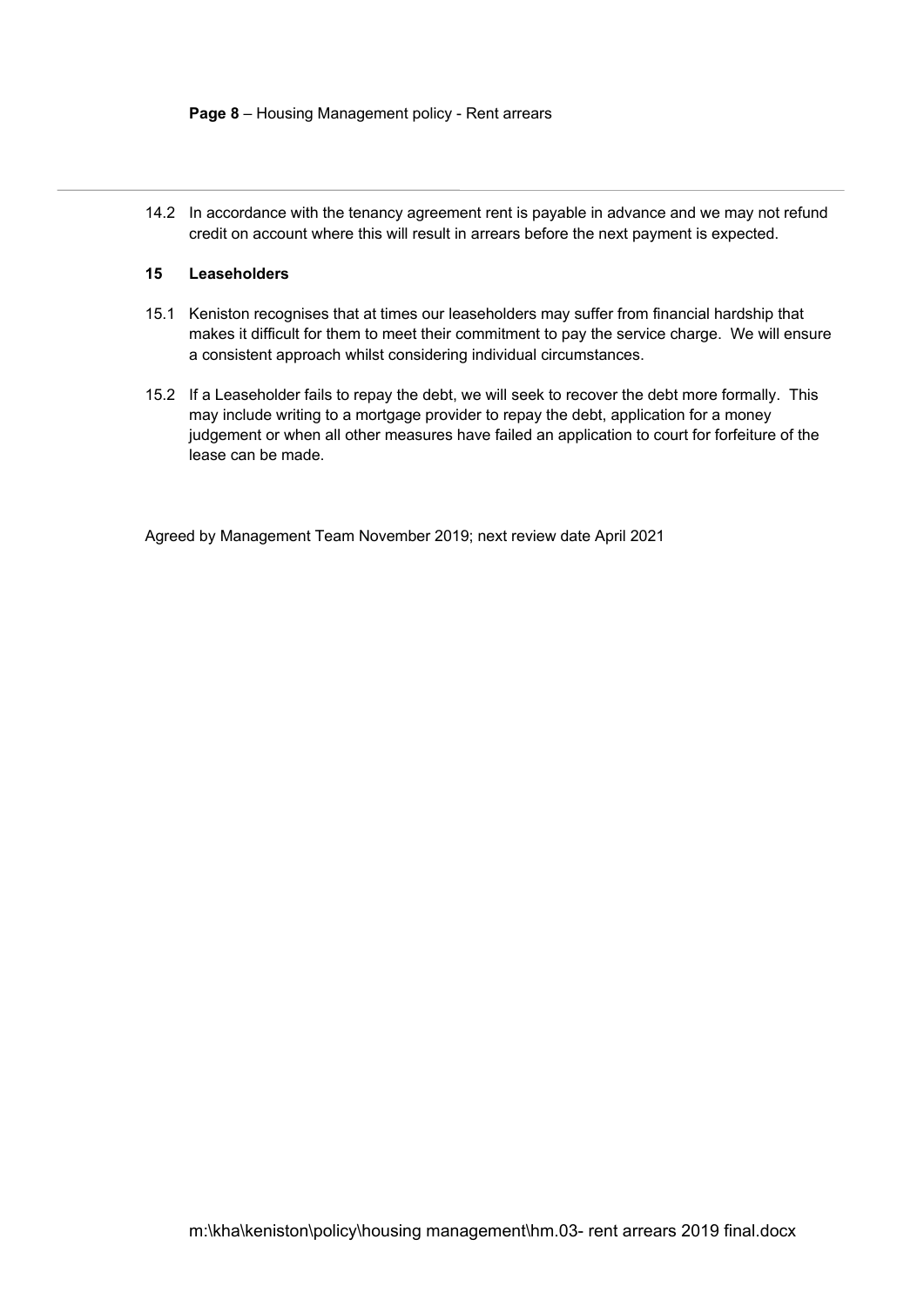14.2 In accordance with the tenancy agreement rent is payable in advance and we may not refund credit on account where this will result in arrears before the next payment is expected.

## 15 Leaseholders

15.1 Keniston recognises that at times our leaseholders may suffer from financial hardship that makes it difficult for them to meet their commitment to pay the service charge. We will ensure a consistent approach whilst considering individual circumstances.

15.2 If a Leaseholder fails to repay the debt, we will seek to recover the debt more formally. This may include writing to a mortgage provider to repay the debt, application for a money judgement or when all other measures have failed an application to court for forfeiture of the lease can be made.

Agreed by Management Team November 2019; next review date April 2021